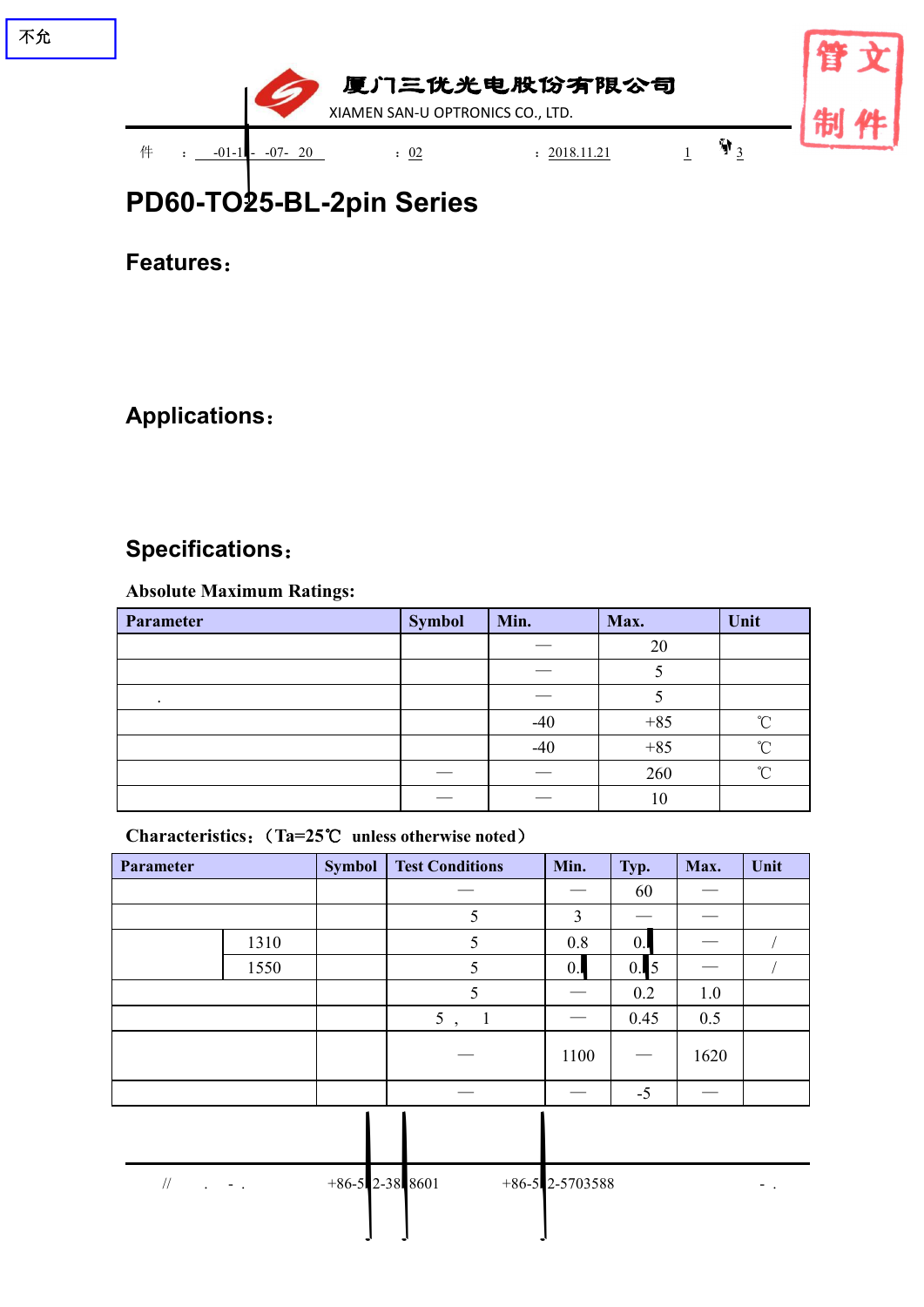不允

厦门三优光电股份有限公司

XIAMEN SAN-U OPTRONICS CO., LTD.

管文 制件

件 ： -01-1 - -07- 20 ： 02 ： 2018.11.21 1 3

# PD60-TO25-BL-2pin Series

## Features：

## Applications：

## Specifications：

**Absolute Maximum Ratings:**

| Parameter | Symbol | Min. | Max. | Unit |
|---|---|---|---|---|
| | | — | 20 | |
| | | — | 5 | |
| . | | — | 5 | |
| | | -40 | +85 | ℃ |
| | | -40 | +85 | ℃ |
| | — | — | 260 | ℃ |
| | — | — | 10 | |

**Characteristics：（Ta=25℃ unless otherwise noted）**

| Parameter | | Symbol | Test Conditions | Min. | Typ. | Max. | Unit |
|---|---|---|---|---|---|---|---|
| | | | — | — | 60 | — | |
| | | | 5 | 3 | — | — | |
| | 1310 | | 5 | 0.8 | 0. | — | / |
| | 1550 | | 5 | 0. | 0. 5 | — | / |
| | | | 5 | — | 0.2 | 1.0 | |
| | | | 5 ， 1 | — | 0.45 | 0.5 | |
| | | | — | 1100 | — | 1620 | |
| | | | — | — | -5 | — | |

// . - . +86-5 2-38 8601 +86-5 2-5703588 - .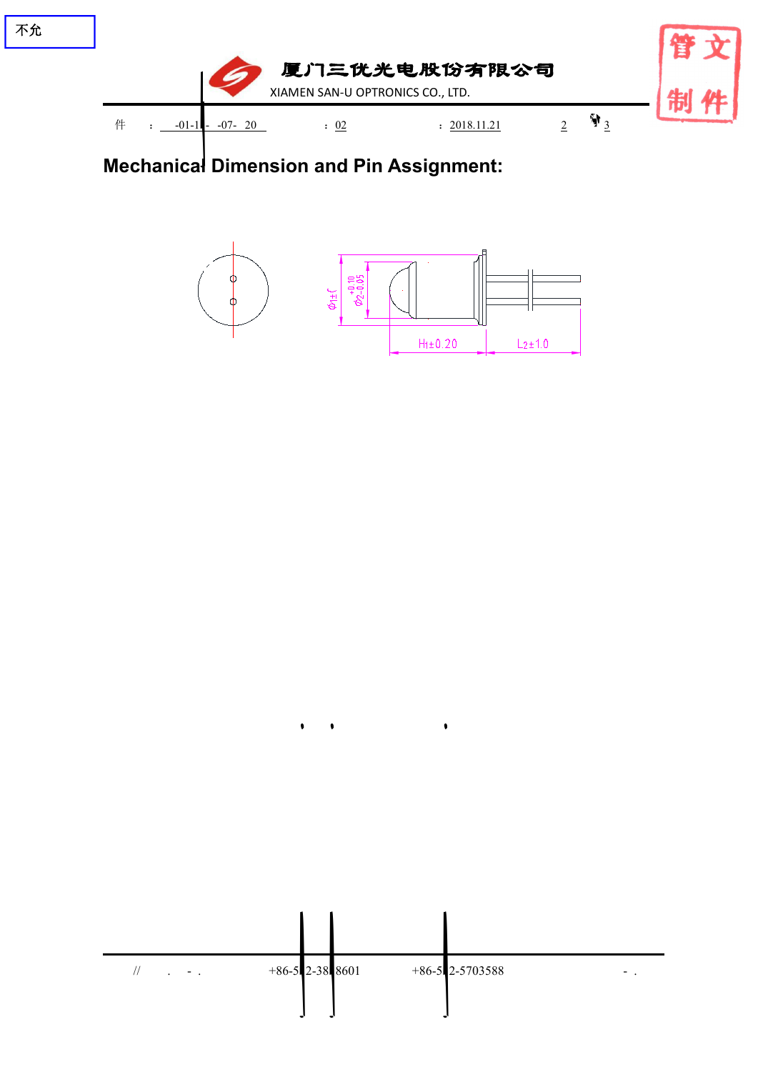## Mechanical Dimension and Pin Assignment: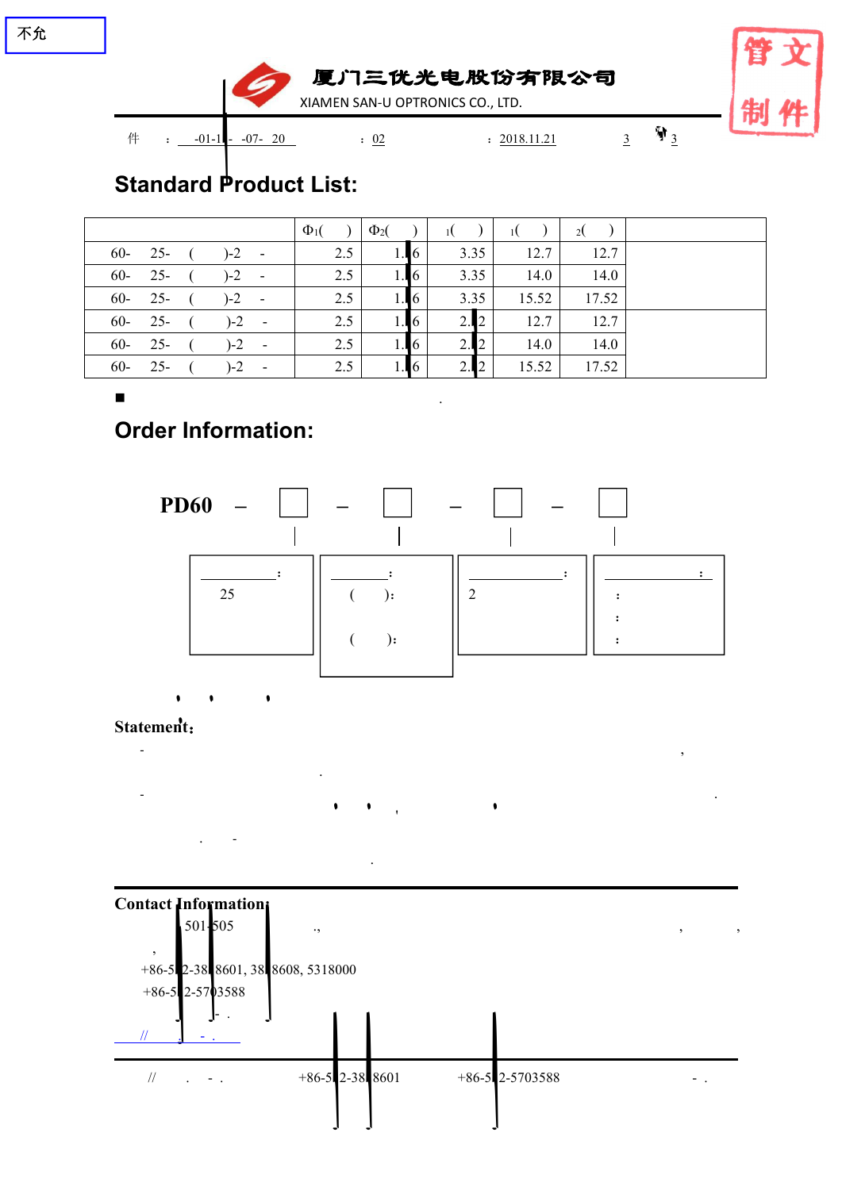不允

厦门三优光电股份有限公司
XIAMEN SAN-U OPTRONICS CO., LTD.

管文
制件

件 : -01-1 - -07- 20 : 02 : 2018.11.21 3 3

## Standard Product List:

| | $\Phi_1$( ) | $\Phi_2$( ) | 1( ) | 1( ) | 2( ) | |
|---|---|---|---|---|---|---|
| 60- 25- ( )-2 - | 2.5 | 1. 6 | 3.35 | 12.7 | 12.7 | |
| 60- 25- ( )-2 - | 2.5 | 1. 6 | 3.35 | 14.0 | 14.0 | |
| 60- 25- ( )-2 - | 2.5 | 1. 6 | 3.35 | 15.52 | 17.52 | |
| 60- 25- ( )-2 - | 2.5 | 1. 6 | 2. 2 | 12.7 | 12.7 | |
| 60- 25- ( )-2 - | 2.5 | 1. 6 | 2. 2 | 14.0 | 14.0 | |
| 60- 25- ( )-2 - | 2.5 | 1. 6 | 2. 2 | 15.52 | 17.52 | |

■ .

## Order Information:

**PD60** – ☐ – ☐ – ☐ – ☐

| : | : | : | : |
|---|---|---|---|
| 25 | ( ): <br> ( ): | 2 | : <br> : <br> : |

**Statement:**

- ,
.
- .
, 
. -
.

**Contact Information:**

501-505 ., , ,
,
+86-5 2-38 8601, 38 8608, 5318000
+86-5 2-5703588
- .
// - .

// . - . +86-5 2-38 8601 +86-5 2-5703588 - .